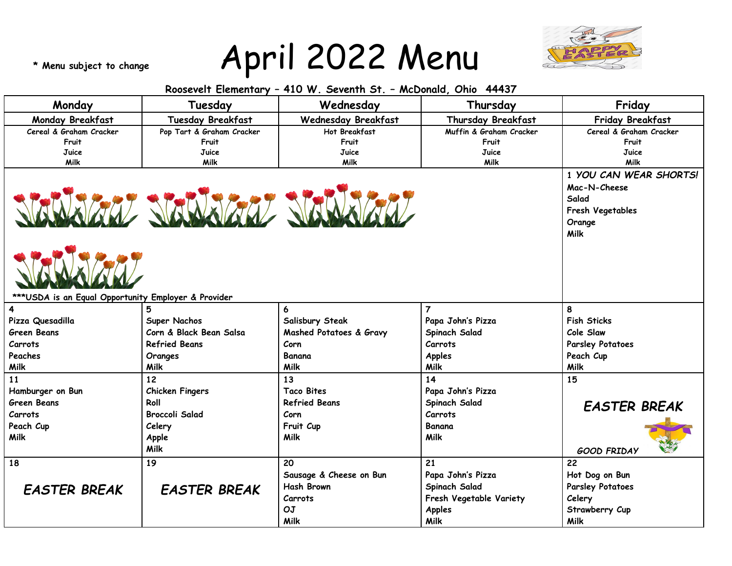\* Menu subject to change

# April 2022 Menu

Roosevelt Elementary – 410 W. Seventh St. – McDonald, Ohio 44437

| Monday | Tuesday | Wednesday | Thursday | Friday |
|---|---|---|---|---|
| **Monday Breakfast** | **Tuesday Breakfast** | **Wednesday Breakfast** | **Thursday Breakfast** | **Friday Breakfast** |
| Cereal & Graham Cracker<br>Fruit<br>Juice<br>Milk | Pop Tart & Graham Cracker<br>Fruit<br>Juice<br>Milk | Hot Breakfast<br>Fruit<br>Juice<br>Milk | Muffin & Graham Cracker<br>Fruit<br>Juice<br>Milk | Cereal & Graham Cracker<br>Fruit<br>Juice<br>Milk |
| | | | | 1 *YOU CAN WEAR SHORTS!*<br>Mac-N-Cheese<br>Salad<br>Fresh Vegetables<br>Orange<br>Milk |
| 4<br>Pizza Quesadilla<br>Green Beans<br>Carrots<br>Peaches<br>Milk | 5<br>Super Nachos<br>Corn & Black Bean Salsa<br>Refried Beans<br>Oranges<br>Milk | 6<br>Salisbury Steak<br>Mashed Potatoes & Gravy<br>Corn<br>Banana<br>Milk | 7<br>Papa John's Pizza<br>Spinach Salad<br>Carrots<br>Apples<br>Milk | 8<br>Fish Sticks<br>Cole Slaw<br>Parsley Potatoes<br>Peach Cup<br>Milk |
| 11<br>Hamburger on Bun<br>Green Beans<br>Carrots<br>Peach Cup<br>Milk | 12<br>Chicken Fingers<br>Roll<br>Broccoli Salad<br>Celery<br>Apple<br>Milk | 13<br>Taco Bites<br>Refried Beans<br>Corn<br>Fruit Cup<br>Milk | 14<br>Papa John's Pizza<br>Spinach Salad<br>Carrots<br>Banana<br>Milk | 15<br>*EASTER BREAK*<br>*GOOD FRIDAY* |
| 18<br>*EASTER BREAK* | 19<br>*EASTER BREAK* | 20<br>Sausage & Cheese on Bun<br>Hash Brown<br>Carrots<br>OJ<br>Milk | 21<br>Papa John's Pizza<br>Spinach Salad<br>Fresh Vegetable Variety<br>Apples<br>Milk | 22<br>Hot Dog on Bun<br>Parsley Potatoes<br>Celery<br>Strawberry Cup<br>Milk |

\*\*\*USDA is an Equal Opportunity Employer & Provider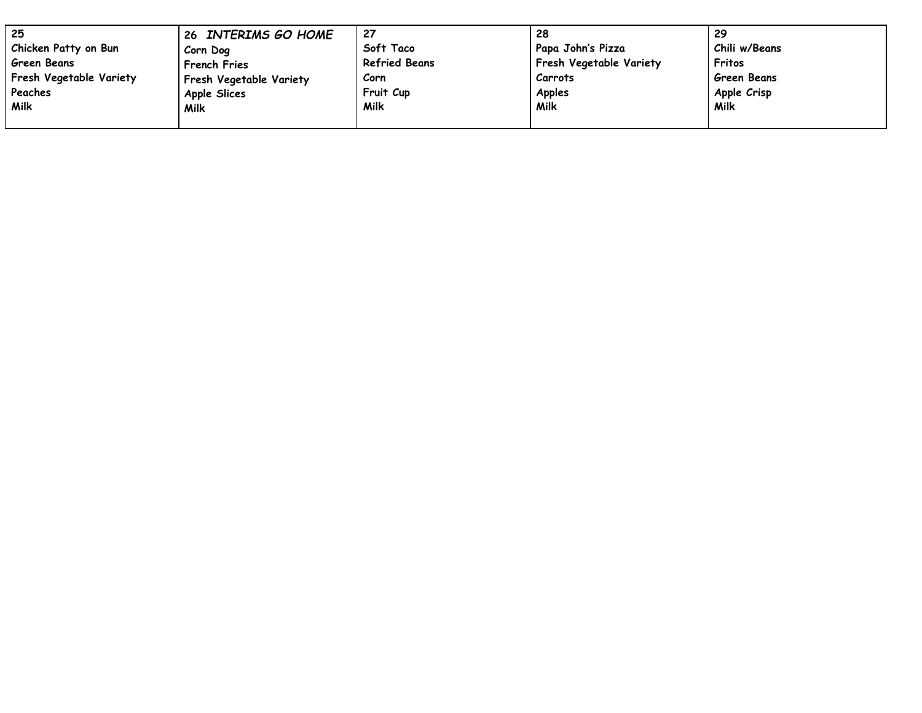| | | | | |
|---|---|---|---|---|
| **25**<br>**Chicken Patty on Bun**<br>**Green Beans**<br>**Fresh Vegetable Variety**<br>**Peaches**<br>**Milk** | **26 *INTERIMS GO HOME***<br>**Corn Dog**<br>**French Fries**<br>**Fresh Vegetable Variety**<br>**Apple Slices**<br>**Milk** | **27**<br>**Soft Taco**<br>**Refried Beans**<br>**Corn**<br>**Fruit Cup**<br>**Milk** | **28**<br>**Papa John's Pizza**<br>**Fresh Vegetable Variety**<br>**Carrots**<br>**Apples**<br>**Milk** | **29**<br>**Chili w/Beans**<br>**Fritos**<br>**Green Beans**<br>**Apple Crisp**<br>**Milk** |